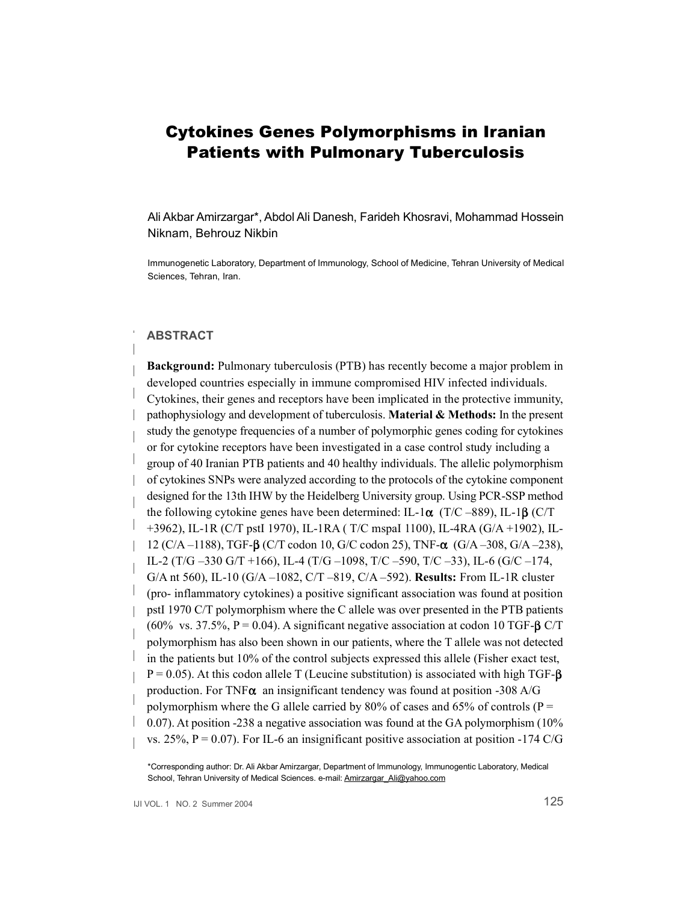# Cytokines Genes Polymorphisms in Iranian Patients with Pulmonary Tuberculosis

Ali Akbar Amirzargar*, Abdol Ali Danesh, Farideh Khosravi, Mohammad Hossein Niknam, Behrouz Nikbin

Immunogenetic Laboratory, Department of Immunology, School of Medicine, Tehran University of Medical Sciences, Tehran, Iran.

## ABSTRACT

**Background:** Pulmonary tuberculosis (PTB) has recently become a major problem in developed countries especially in immune compromised HIV infected individuals. Cytokines, their genes and receptors have been implicated in the protective immunity, pathophysiology and development of tuberculosis. **Material & Methods:** In the present study the genotype frequencies of a number of polymorphic genes coding for cytokines or for cytokine receptors have been investigated in a case control study including a group of 40 Iranian PTB patients and 40 healthy individuals. The allelic polymorphism of cytokines SNPs were analyzed according to the protocols of the cytokine component designed for the 13th IHW by the Heidelberg University group. Using PCR-SSP method the following cytokine genes have been determined: IL-1α (T/C –889), IL-1β (C/T +3962), IL-1R (C/T pstI 1970), IL-1RA ( T/C mspaI 1100), IL-4RA (G/A +1902), IL-12 (C/A –1188), TGF-β (C/T codon 10, G/C codon 25), TNF-α (G/A –308, G/A –238), IL-2 (T/G –330 G/T +166), IL-4 (T/G –1098, T/C –590, T/C –33), IL-6 (G/C –174, G/A nt 560), IL-10 (G/A –1082, C/T –819, C/A –592). **Results:** From IL-1R cluster (pro- inflammatory cytokines) a positive significant association was found at position pstI 1970 C/T polymorphism where the C allele was over presented in the PTB patients (60% vs. 37.5%, P = 0.04). A significant negative association at codon 10 TGF-β C/T polymorphism has also been shown in our patients, where the T allele was not detected in the patients but 10% of the control subjects expressed this allele (Fisher exact test, P = 0.05). At this codon allele T (Leucine substitution) is associated with high TGF-β production. For TNFα an insignificant tendency was found at position -308 A/G polymorphism where the G allele carried by 80% of cases and 65% of controls (P = 0.07). At position -238 a negative association was found at the GA polymorphism (10% vs. 25%, P = 0.07). For IL-6 an insignificant positive association at position -174 C/G

*Corresponding author: Dr. Ali Akbar Amirzargar, Department of Immunology, Immunogentic Laboratory, Medical School, Tehran University of Medical Sciences. e-mail: Amirzargar_Ali@yahoo.com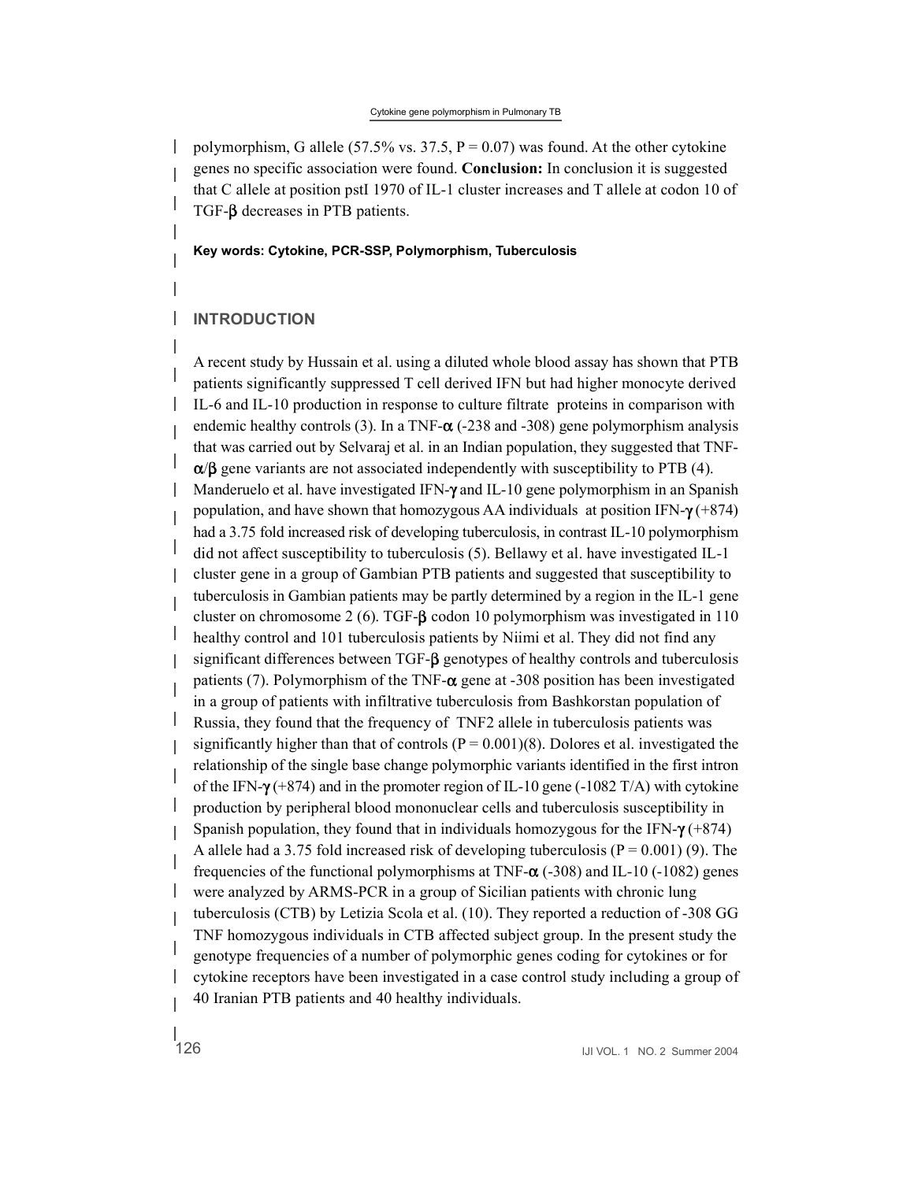polymorphism, G allele (57.5% vs. 37.5, P = 0.07) was found. At the other cytokine genes no specific association were found. **Conclusion:** In conclusion it is suggested that C allele at position pstI 1970 of IL-1 cluster increases and T allele at codon 10 of TGF-β decreases in PTB patients.

**Key words: Cytokine, PCR-SSP, Polymorphism, Tuberculosis**

## INTRODUCTION

A recent study by Hussain et al. using a diluted whole blood assay has shown that PTB patients significantly suppressed T cell derived IFN but had higher monocyte derived IL-6 and IL-10 production in response to culture filtrate proteins in comparison with endemic healthy controls (3). In a TNF-α (-238 and -308) gene polymorphism analysis that was carried out by Selvaraj et al. in an Indian population, they suggested that TNF-α/β gene variants are not associated independently with susceptibility to PTB (4). Manderuelo et al. have investigated IFN-γ and IL-10 gene polymorphism in an Spanish population, and have shown that homozygous AA individuals at position IFN-γ (+874) had a 3.75 fold increased risk of developing tuberculosis, in contrast IL-10 polymorphism did not affect susceptibility to tuberculosis (5). Bellawy et al. have investigated IL-1 cluster gene in a group of Gambian PTB patients and suggested that susceptibility to tuberculosis in Gambian patients may be partly determined by a region in the IL-1 gene cluster on chromosome 2 (6). TGF-β codon 10 polymorphism was investigated in 110 healthy control and 101 tuberculosis patients by Niimi et al. They did not find any significant differences between TGF-β genotypes of healthy controls and tuberculosis patients (7). Polymorphism of the TNF-α gene at -308 position has been investigated in a group of patients with infiltrative tuberculosis from Bashkorstan population of Russia, they found that the frequency of TNF2 allele in tuberculosis patients was significantly higher than that of controls (P = 0.001)(8). Dolores et al. investigated the relationship of the single base change polymorphic variants identified in the first intron of the IFN-γ (+874) and in the promoter region of IL-10 gene (-1082 T/A) with cytokine production by peripheral blood mononuclear cells and tuberculosis susceptibility in Spanish population, they found that in individuals homozygous for the IFN-γ (+874) A allele had a 3.75 fold increased risk of developing tuberculosis (P = 0.001) (9). The frequencies of the functional polymorphisms at TNF-α (-308) and IL-10 (-1082) genes were analyzed by ARMS-PCR in a group of Sicilian patients with chronic lung tuberculosis (CTB) by Letizia Scola et al. (10). They reported a reduction of -308 GG TNF homozygous individuals in CTB affected subject group. In the present study the genotype frequencies of a number of polymorphic genes coding for cytokines or for cytokine receptors have been investigated in a case control study including a group of 40 Iranian PTB patients and 40 healthy individuals.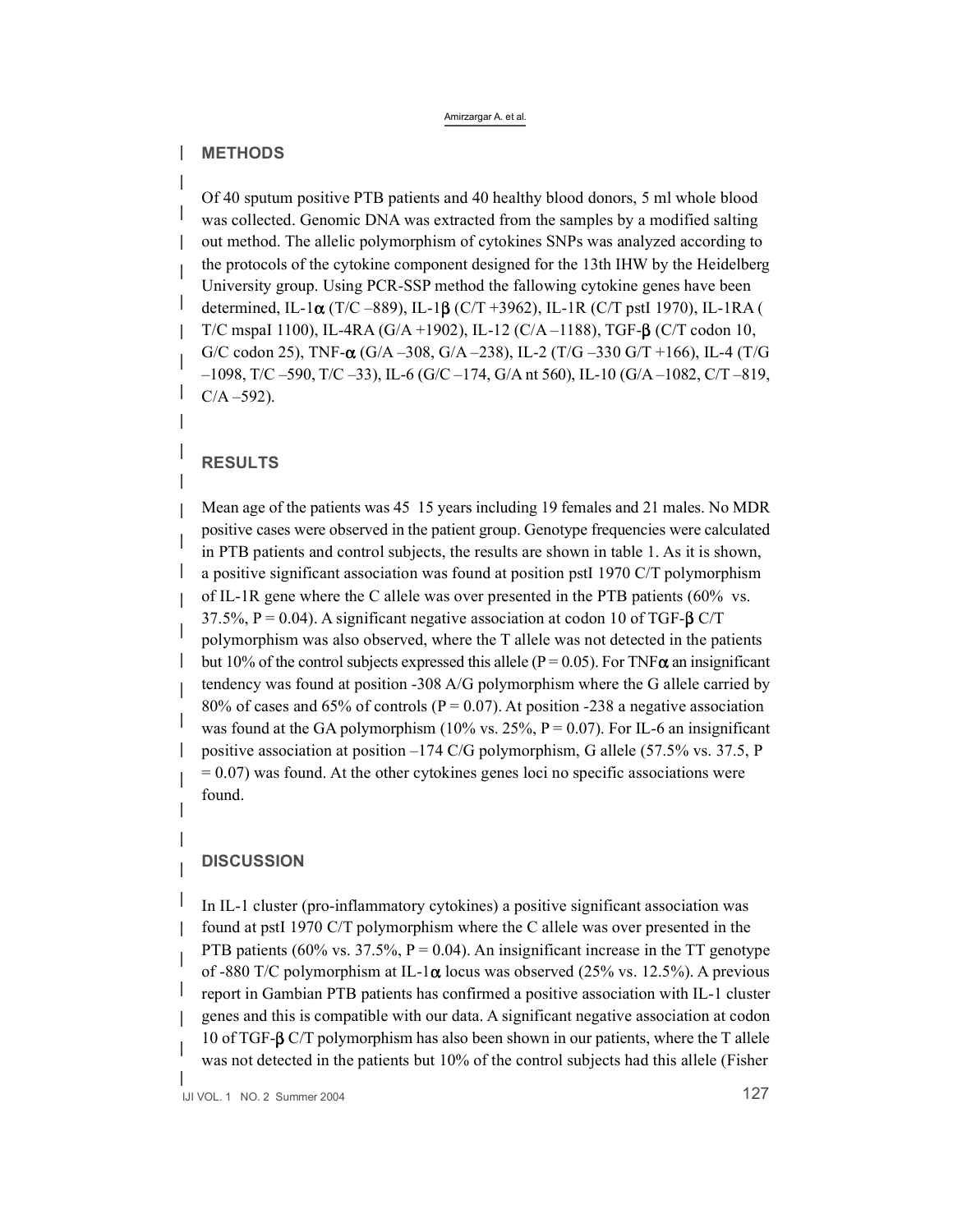## METHODS

Of 40 sputum positive PTB patients and 40 healthy blood donors, 5 ml whole blood was collected. Genomic DNA was extracted from the samples by a modified salting out method. The allelic polymorphism of cytokines SNPs was analyzed according to the protocols of the cytokine component designed for the 13th IHW by the Heidelberg University group. Using PCR-SSP method the fallowing cytokine genes have been determined, IL-1α (T/C –889), IL-1β (C/T +3962), IL-1R (C/T pstI 1970), IL-1RA ( T/C mspaI 1100), IL-4RA (G/A +1902), IL-12 (C/A –1188), TGF-β (C/T codon 10, G/C codon 25), TNF-α (G/A –308, G/A –238), IL-2 (T/G –330 G/T +166), IL-4 (T/G –1098, T/C –590, T/C –33), IL-6 (G/C –174, G/A nt 560), IL-10 (G/A –1082, C/T –819, C/A –592).

## RESULTS

Mean age of the patients was 45  15 years including 19 females and 21 males. No MDR positive cases were observed in the patient group. Genotype frequencies were calculated in PTB patients and control subjects, the results are shown in table 1. As it is shown, a positive significant association was found at position pstI 1970 C/T polymorphism of IL-1R gene where the C allele was over presented in the PTB patients (60% vs. 37.5%, P = 0.04). A significant negative association at codon 10 of TGF-β C/T polymorphism was also observed, where the T allele was not detected in the patients but 10% of the control subjects expressed this allele (P = 0.05). For TNFα an insignificant tendency was found at position -308 A/G polymorphism where the G allele carried by 80% of cases and 65% of controls (P = 0.07). At position -238 a negative association was found at the GA polymorphism (10% vs. 25%, P = 0.07). For IL-6 an insignificant positive association at position –174 C/G polymorphism, G allele (57.5% vs. 37.5, P = 0.07) was found. At the other cytokines genes loci no specific associations were found.

## DISCUSSION

In IL-1 cluster (pro-inflammatory cytokines) a positive significant association was found at pstI 1970 C/T polymorphism where the C allele was over presented in the PTB patients (60% vs. 37.5%, P = 0.04). An insignificant increase in the TT genotype of -880 T/C polymorphism at IL-1α locus was observed (25% vs. 12.5%). A previous report in Gambian PTB patients has confirmed a positive association with IL-1 cluster genes and this is compatible with our data. A significant negative association at codon 10 of TGF-β C/T polymorphism has also been shown in our patients, where the T allele was not detected in the patients but 10% of the control subjects had this allele (Fisher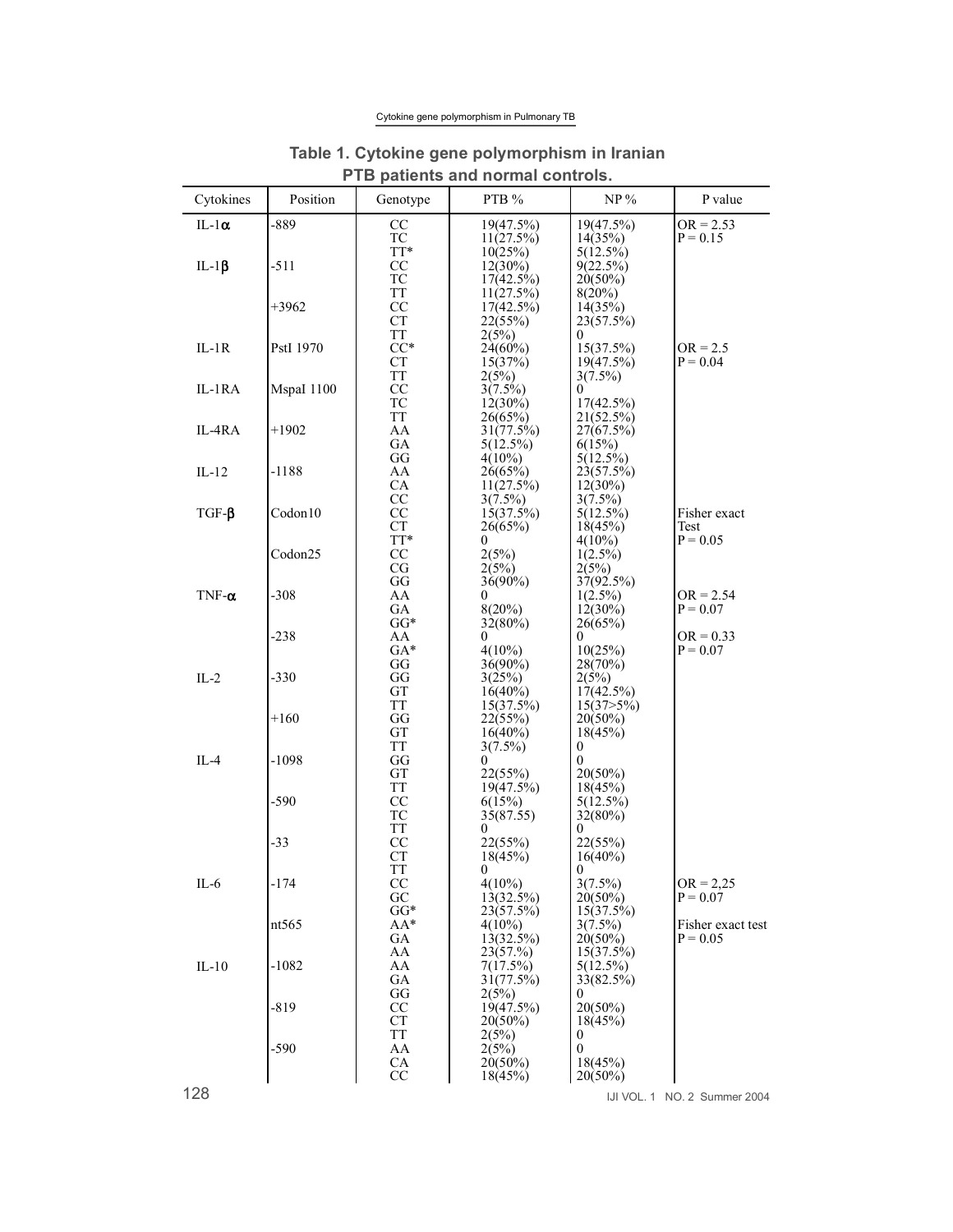**Table 1. Cytokine gene polymorphism in Iranian PTB patients and normal controls.**

| Cytokines | Position | Genotype | PTB % | NP % | P value |
|---|---|---|---|---|---|
| IL-1$\alpha$ | -889 | CC | 19(47.5%) | 19(47.5%) | OR = 2.53 |
| | | TC | 11(27.5%) | 14(35%) | P = 0.15 |
| | | TT* | 10(25%) | 5(12.5%) | |
| IL-1$\beta$ | -511 | CC | 12(30%) | 9(22.5%) | |
| | | TC | 17(42.5%) | 20(50%) | |
| | | TT | 11(27.5%) | 8(20%) | |
| | +3962 | CC | 17(42.5%) | 14(35%) | |
| | | CT | 22(55%) | 23(57.5%) | |
| | | TT | 2(5%) | 0 | |
| IL-1R | PstI 1970 | CC* | 24(60%) | 15(37.5%) | OR = 2.5 |
| | | CT | 15(37%) | 19(47.5%) | P = 0.04 |
| | | TT | 2(5%) | 3(7.5%) | |
| IL-1RA | MspaI 1100 | CC | 3(7.5%) | 0 | |
| | | TC | 12(30%) | 17(42.5%) | |
| | | TT | 26(65%) | 21(52.5%) | |
| IL-4RA | +1902 | AA | 31(77.5%) | 27(67.5%) | |
| | | GA | 5(12.5%) | 6(15%) | |
| | | GG | 4(10%) | 5(12.5%) | |
| IL-12 | -1188 | AA | 26(65%) | 23(57.5%) | |
| | | CA | 11(27.5%) | 12(30%) | |
| | | CC | 3(7.5%) | 3(7.5%) | |
| TGF-$\beta$ | Codon10 | CC | 15(37.5%) | 5(12.5%) | Fisher exact |
| | | CT | 26(65%) | 18(45%) | Test |
| | | TT* | 0 | 4(10%) | P = 0.05 |
| | Codon25 | CC | 2(5%) | 1(2.5%) | |
| | | CG | 2(5%) | 2(5%) | |
| | | GG | 36(90%) | 37(92.5%) | |
| TNF-$\alpha$ | -308 | AA | 0 | 1(2.5%) | OR = 2.54 |
| | | GA | 8(20%) | 12(30%) | P = 0.07 |
| | | GG* | 32(80%) | 26(65%) | |
| | -238 | AA | 0 | 0 | OR = 0.33 |
| | | GA* | 4(10%) | 10(25%) | P = 0.07 |
| | | GG | 36(90%) | 28(70%) | |
| IL-2 | -330 | GG | 3(25%) | 2(5%) | |
| | | GT | 16(40%) | 17(42.5%) | |
| | | TT | 15(37.5%) | 15(37>5%) | |
| | +160 | GG | 22(55%) | 20(50%) | |
| | | GT | 16(40%) | 18(45%) | |
| | | TT | 3(7.5%) | 0 | |
| IL-4 | -1098 | GG | 0 | 0 | |
| | | GT | 22(55%) | 20(50%) | |
| | | TT | 19(47.5%) | 18(45%) | |
| | -590 | CC | 6(15%) | 5(12.5%) | |
| | | TC | 35(87.55) | 32(80%) | |
| | | TT | 0 | 0 | |
| | -33 | CC | 22(55%) | 22(55%) | |
| | | CT | 18(45%) | 16(40%) | |
| | | TT | 0 | 0 | |
| IL-6 | -174 | CC | 4(10%) | 3(7.5%) | OR = 2,25 |
| | | GC | 13(32.5%) | 20(50%) | P = 0.07 |
| | | GG* | 23(57.5%) | 15(37.5%) | |
| | nt565 | AA* | 4(10%) | 3(7.5%) | Fisher exact test |
| | | GA | 13(32.5%) | 20(50%) | P = 0.05 |
| | | AA | 23(57.%) | 15(37.5%) | |
| IL-10 | -1082 | AA | 7(17.5%) | 5(12.5%) | |
| | | GA | 31(77.5%) | 33(82.5%) | |
| | | GG | 2(5%) | 0 | |
| | -819 | CC | 19(47.5%) | 20(50%) | |
| | | CT | 20(50%) | 18(45%) | |
| | | TT | 2(5%) | 0 | |
| | -590 | AA | 2(5%) | 0 | |
| | | CA | 20(50%) | 18(45%) | |
| | | CC | 18(45%) | 20(50%) | |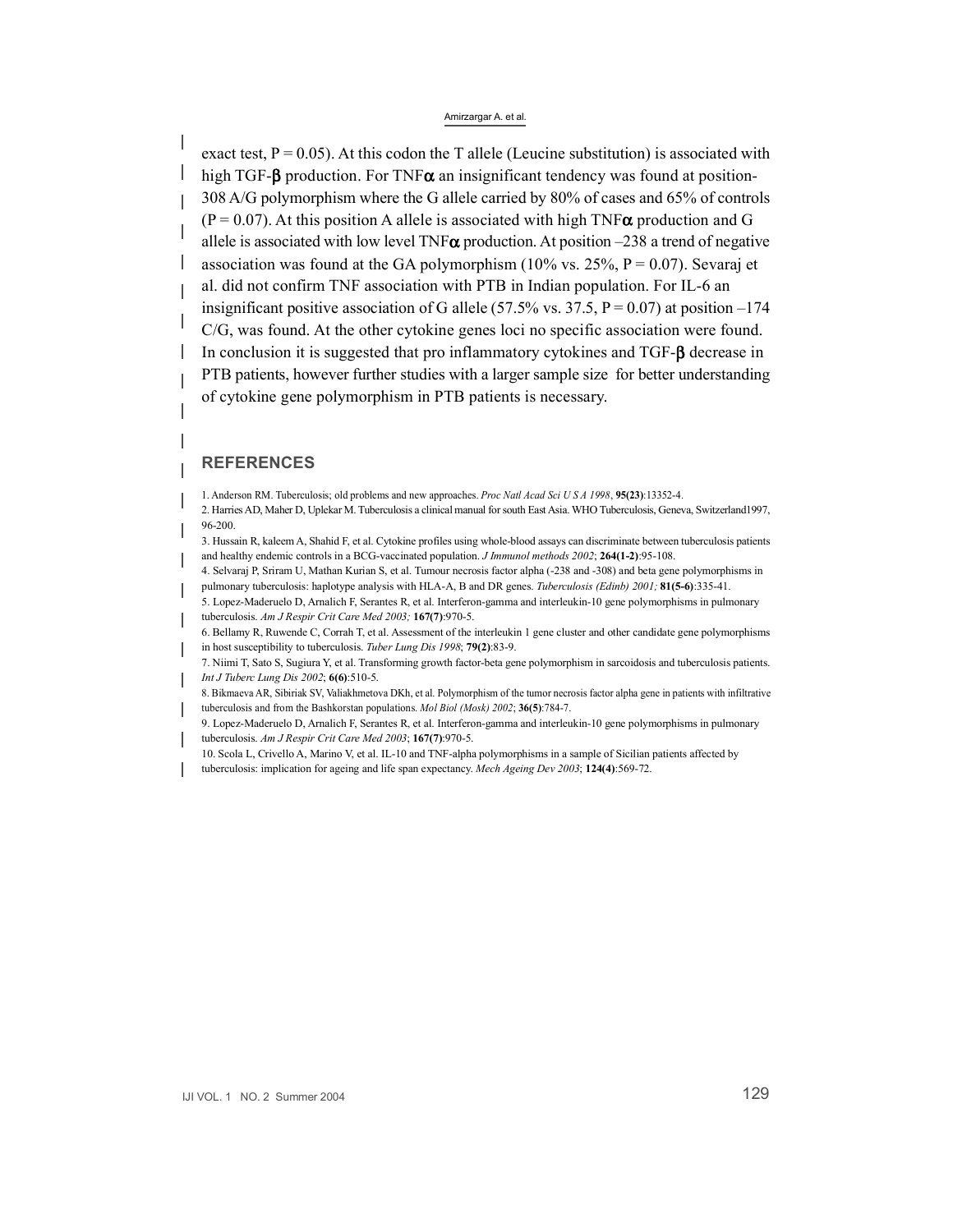exact test, P = 0.05). At this codon the T allele (Leucine substitution) is associated with high TGF-β production. For TNFα an insignificant tendency was found at position-308 A/G polymorphism where the G allele carried by 80% of cases and 65% of controls (P = 0.07). At this position A allele is associated with high TNFα production and G allele is associated with low level TNFα production. At position –238 a trend of negative association was found at the GA polymorphism (10% vs. 25%, P = 0.07). Sevaraj et al. did not confirm TNF association with PTB in Indian population. For IL-6 an insignificant positive association of G allele (57.5% vs. 37.5, P = 0.07) at position –174 C/G, was found. At the other cytokine genes loci no specific association were found. In conclusion it is suggested that pro inflammatory cytokines and TGF-β decrease in PTB patients, however further studies with a larger sample size for better understanding of cytokine gene polymorphism in PTB patients is necessary.

## REFERENCES

1. Anderson RM. Tuberculosis; old problems and new approaches. *Proc Natl Acad Sci U S A 1998*, **95(23)**:13352-4.
2. Harries AD, Maher D, Uplekar M. Tuberculosis a clinical manual for south East Asia. WHO Tuberculosis, Geneva, Switzerland1997, 96-200.
3. Hussain R, kaleem A, Shahid F, et al. Cytokine profiles using whole-blood assays can discriminate between tuberculosis patients and healthy endemic controls in a BCG-vaccinated population. *J Immunol methods 2002*; **264(1-2)**:95-108.
4. Selvaraj P, Sriram U, Mathan Kurian S, et al. Tumour necrosis factor alpha (-238 and -308) and beta gene polymorphisms in pulmonary tuberculosis: haplotype analysis with HLA-A, B and DR genes. *Tuberculosis (Edinb) 2001;* **81(5-6)**:335-41.
5. Lopez-Maderuelo D, Arnalich F, Serantes R, et al. Interferon-gamma and interleukin-10 gene polymorphisms in pulmonary tuberculosis. *Am J Respir Crit Care Med 2003;* **167(7)**:970-5.
6. Bellamy R, Ruwende C, Corrah T, et al. Assessment of the interleukin 1 gene cluster and other candidate gene polymorphisms in host susceptibility to tuberculosis. *Tuber Lung Dis 1998*; **79(2)**:83-9.
7. Niimi T, Sato S, Sugiura Y, et al. Transforming growth factor-beta gene polymorphism in sarcoidosis and tuberculosis patients. *Int J Tuberc Lung Dis 2002*; **6(6)**:510-5.
8. Bikmaeva AR, Sibiriak SV, Valiakhmetova DKh, et al. Polymorphism of the tumor necrosis factor alpha gene in patients with infiltrative tuberculosis and from the Bashkorstan populations. *Mol Biol (Mosk) 2002*; **36(5)**:784-7.
9. Lopez-Maderuelo D, Arnalich F, Serantes R, et al. Interferon-gamma and interleukin-10 gene polymorphisms in pulmonary tuberculosis. *Am J Respir Crit Care Med 2003*; **167(7)**:970-5.
10. Scola L, Crivello A, Marino V, et al. IL-10 and TNF-alpha polymorphisms in a sample of Sicilian patients affected by tuberculosis: implication for ageing and life span expectancy. *Mech Ageing Dev 2003*; **124(4)**:569-72.